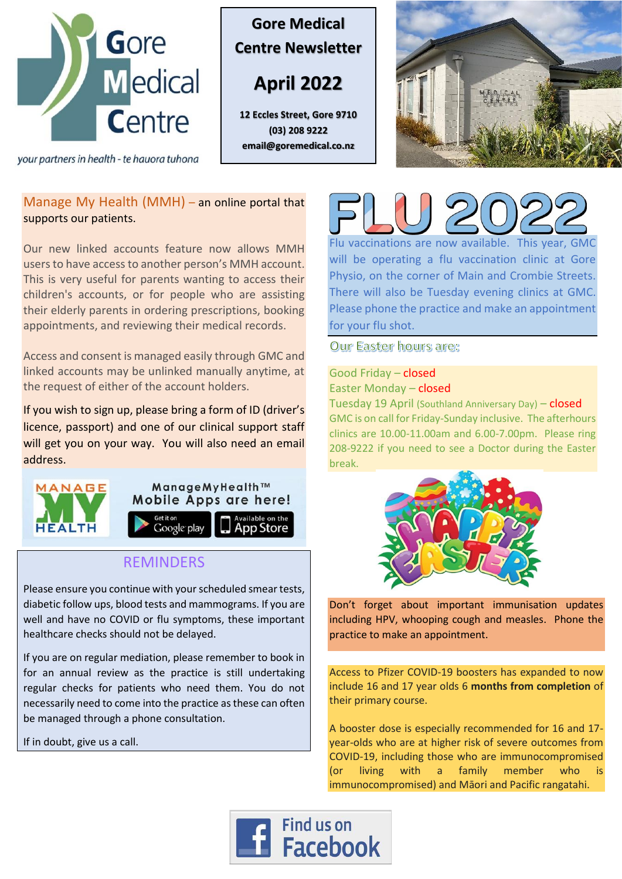Gore Medical Centre

*your partners in health - te hauora tuhona*

# Gore Medical Centre Newsletter

## April 2022

**12 Eccles Street, Gore 9710**
**(03) 208 9222**
**email@goremedical.co.nz**

## Manage My Health (MMH) – an online portal that supports our patients.

Our new linked accounts feature now allows MMH users to have access to another person's MMH account. This is very useful for parents wanting to access their children's accounts, or for people who are assisting their elderly parents in ordering prescriptions, booking appointments, and reviewing their medical records.

Access and consent is managed easily through GMC and linked accounts may be unlinked manually anytime, at the request of either of the account holders.

If you wish to sign up, please bring a form of ID (driver's licence, passport) and one of our clinical support staff will get you on your way. You will also need an email address.

MANAGE MY HEALTH

ManageMyHealth™ Mobile Apps are here!

Get it on Google play | Available on the App Store

## REMINDERS

Please ensure you continue with your scheduled smear tests, diabetic follow ups, blood tests and mammograms. If you are well and have no COVID or flu symptoms, these important healthcare checks should not be delayed.

If you are on regular mediation, please remember to book in for an annual review as the practice is still undertaking regular checks for patients who need them. You do not necessarily need to come into the practice as these can often be managed through a phone consultation.

If in doubt, give us a call.

## FLU 2022

Flu vaccinations are now available. This year, GMC will be operating a flu vaccination clinic at Gore Physio, on the corner of Main and Crombie Streets. There will also be Tuesday evening clinics at GMC. Please phone the practice and make an appointment for your flu shot.

### Our Easter hours are:

Good Friday – closed
Easter Monday – closed
Tuesday 19 April (Southland Anniversary Day) – closed
GMC is on call for Friday-Sunday inclusive. The afterhours clinics are 10.00-11.00am and 6.00-7.00pm. Please ring 208-9222 if you need to see a Doctor during the Easter break.

HAPPY EASTER

Don't forget about important immunisation updates including HPV, whooping cough and measles. Phone the practice to make an appointment.

Access to Pfizer COVID-19 boosters has expanded to now include 16 and 17 year olds 6 **months from completion** of their primary course.

A booster dose is especially recommended for 16 and 17-year-olds who are at higher risk of severe outcomes from COVID-19, including those who are immunocompromised (or living with a family member who is immunocompromised) and Māori and Pacific rangatahi.

Find us on Facebook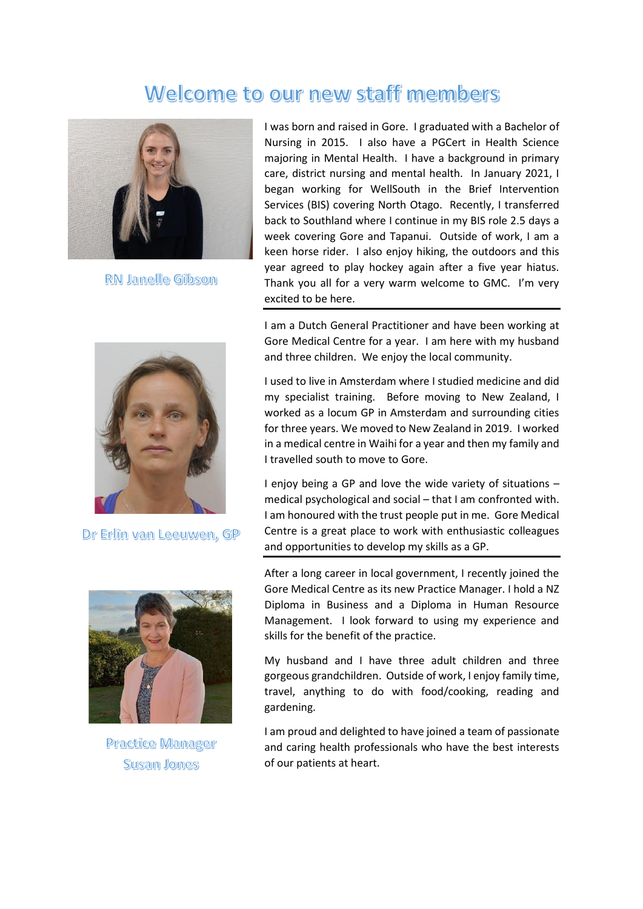# Welcome to our new staff members

RN Janelle Gibson

I was born and raised in Gore. I graduated with a Bachelor of Nursing in 2015. I also have a PGCert in Health Science majoring in Mental Health. I have a background in primary care, district nursing and mental health. In January 2021, I began working for WellSouth in the Brief Intervention Services (BIS) covering North Otago. Recently, I transferred back to Southland where I continue in my BIS role 2.5 days a week covering Gore and Tapanui. Outside of work, I am a keen horse rider. I also enjoy hiking, the outdoors and this year agreed to play hockey again after a five year hiatus. Thank you all for a very warm welcome to GMC. I'm very excited to be here.

---

Dr Erlin van Leeuwen, GP

I am a Dutch General Practitioner and have been working at Gore Medical Centre for a year. I am here with my husband and three children. We enjoy the local community.

I used to live in Amsterdam where I studied medicine and did my specialist training. Before moving to New Zealand, I worked as a locum GP in Amsterdam and surrounding cities for three years. We moved to New Zealand in 2019. I worked in a medical centre in Waihi for a year and then my family and I travelled south to move to Gore.

I enjoy being a GP and love the wide variety of situations – medical psychological and social – that I am confronted with. I am honoured with the trust people put in me. Gore Medical Centre is a great place to work with enthusiastic colleagues and opportunities to develop my skills as a GP.

---

Practice Manager
Susan Jones

After a long career in local government, I recently joined the Gore Medical Centre as its new Practice Manager. I hold a NZ Diploma in Business and a Diploma in Human Resource Management. I look forward to using my experience and skills for the benefit of the practice.

My husband and I have three adult children and three gorgeous grandchildren. Outside of work, I enjoy family time, travel, anything to do with food/cooking, reading and gardening.

I am proud and delighted to have joined a team of passionate and caring health professionals who have the best interests of our patients at heart.